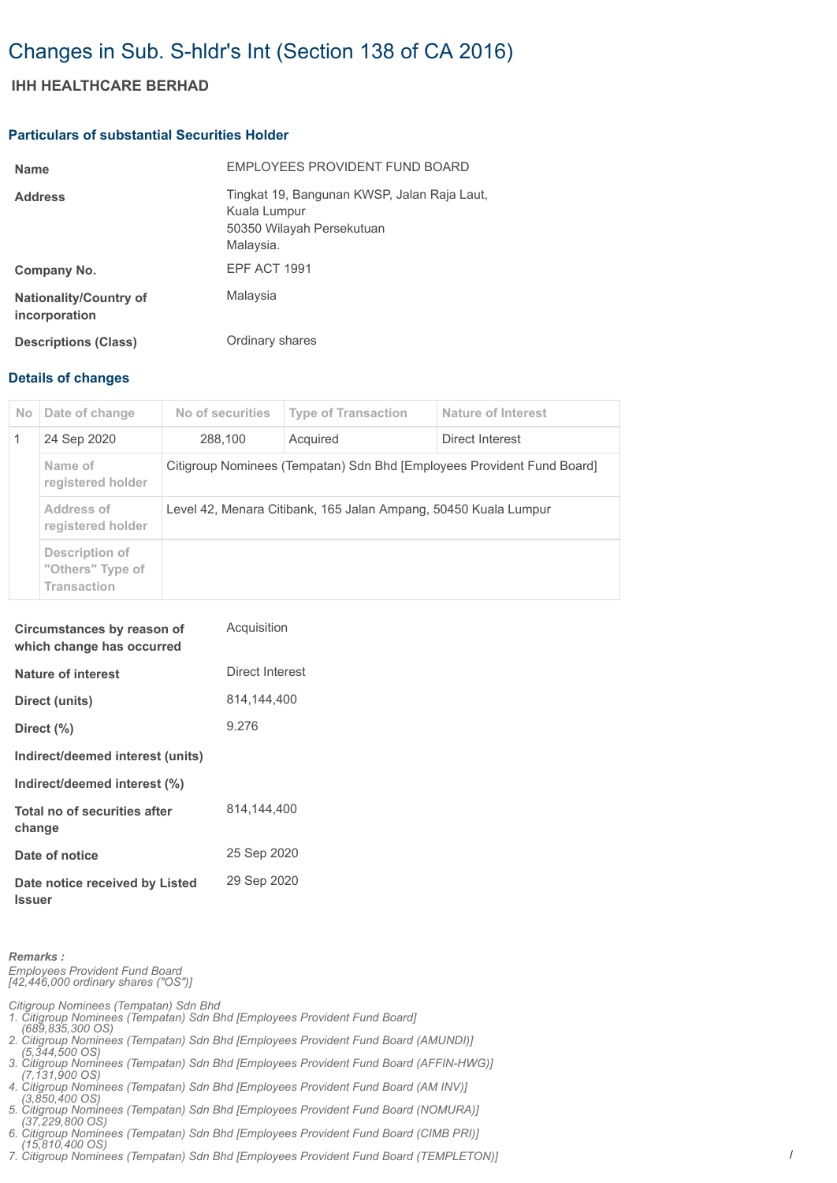# Changes in Sub. S-hldr's Int (Section 138 of CA 2016)

## IHH HEALTHCARE BERHAD

### Particulars of substantial Securities Holder

| | |
|---|---|
| **Name** | EMPLOYEES PROVIDENT FUND BOARD |
| **Address** | Tingkat 19, Bangunan KWSP, Jalan Raja Laut, Kuala Lumpur 50350 Wilayah Persekutuan Malaysia. |
| **Company No.** | EPF ACT 1991 |
| **Nationality/Country of incorporation** | Malaysia |
| **Descriptions (Class)** | Ordinary shares |

### Details of changes

| No | Date of change | No of securities | Type of Transaction | Nature of Interest |
|---|---|---|---|---|
| 1 | 24 Sep 2020 | 288,100 | Acquired | Direct Interest |
| | Name of registered holder | Citigroup Nominees (Tempatan) Sdn Bhd [Employees Provident Fund Board] | | |
| | Address of registered holder | Level 42, Menara Citibank, 165 Jalan Ampang, 50450 Kuala Lumpur | | |
| | Description of "Others" Type of Transaction | | | |

| | |
|---|---|
| **Circumstances by reason of which change has occurred** | Acquisition |
| **Nature of interest** | Direct Interest |
| **Direct (units)** | 814,144,400 |
| **Direct (%)** | 9.276 |
| **Indirect/deemed interest (units)** | |
| **Indirect/deemed interest (%)** | |
| **Total no of securities after change** | 814,144,400 |
| **Date of notice** | 25 Sep 2020 |
| **Date notice received by Listed Issuer** | 29 Sep 2020 |

***Remarks :***

*Employees Provident Fund Board*
*[42,446,000 ordinary shares ("OS")]*

*Citigroup Nominees (Tempatan) Sdn Bhd*
1. *Citigroup Nominees (Tempatan) Sdn Bhd [Employees Provident Fund Board] (689,835,300 OS)*
2. *Citigroup Nominees (Tempatan) Sdn Bhd [Employees Provident Fund Board (AMUNDI)] (5,344,500 OS)*
3. *Citigroup Nominees (Tempatan) Sdn Bhd [Employees Provident Fund Board (AFFIN-HWG)] (7,131,900 OS)*
4. *Citigroup Nominees (Tempatan) Sdn Bhd [Employees Provident Fund Board (AM INV)] (3,850,400 OS)*
5. *Citigroup Nominees (Tempatan) Sdn Bhd [Employees Provident Fund Board (NOMURA)] (37,229,800 OS)*
6. *Citigroup Nominees (Tempatan) Sdn Bhd [Employees Provident Fund Board (CIMB PRI)] (15,810,400 OS)*
7. *Citigroup Nominees (Tempatan) Sdn Bhd [Employees Provident Fund Board (TEMPLETON)]*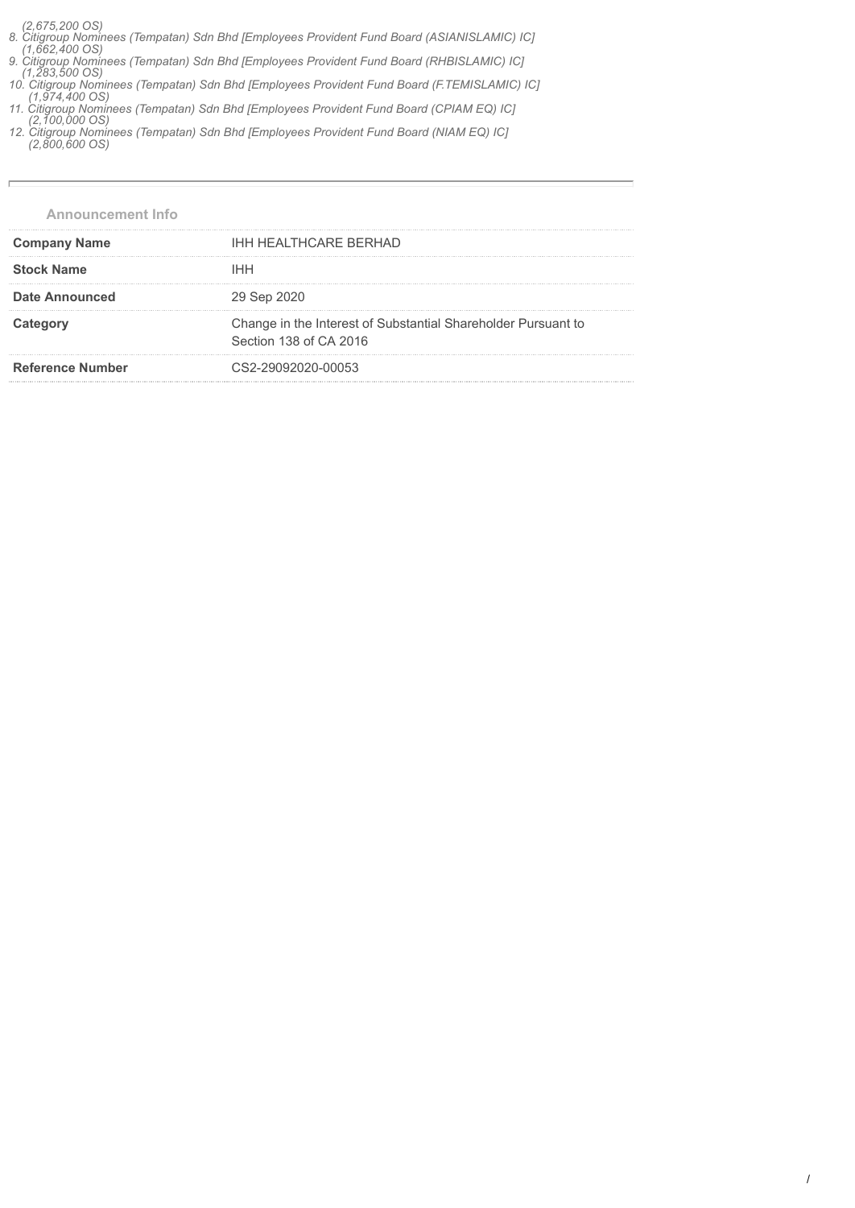*(2,675,200 OS)*
*8. Citigroup Nominees (Tempatan) Sdn Bhd [Employees Provident Fund Board (ASIANISLAMIC) IC] (1,662,400 OS)*
*9. Citigroup Nominees (Tempatan) Sdn Bhd [Employees Provident Fund Board (RHBISLAMIC) IC] (1,283,500 OS)*
*10. Citigroup Nominees (Tempatan) Sdn Bhd [Employees Provident Fund Board (F.TEMISLAMIC) IC] (1,974,400 OS)*
*11. Citigroup Nominees (Tempatan) Sdn Bhd [Employees Provident Fund Board (CPIAM EQ) IC] (2,100,000 OS)*
*12. Citigroup Nominees (Tempatan) Sdn Bhd [Employees Provident Fund Board (NIAM EQ) IC] (2,800,600 OS)*

---

### Announcement Info

| | |
|---|---|
| **Company Name** | IHH HEALTHCARE BERHAD |
| **Stock Name** | IHH |
| **Date Announced** | 29 Sep 2020 |
| **Category** | Change in the Interest of Substantial Shareholder Pursuant to Section 138 of CA 2016 |
| **Reference Number** | CS2-29092020-00053 |